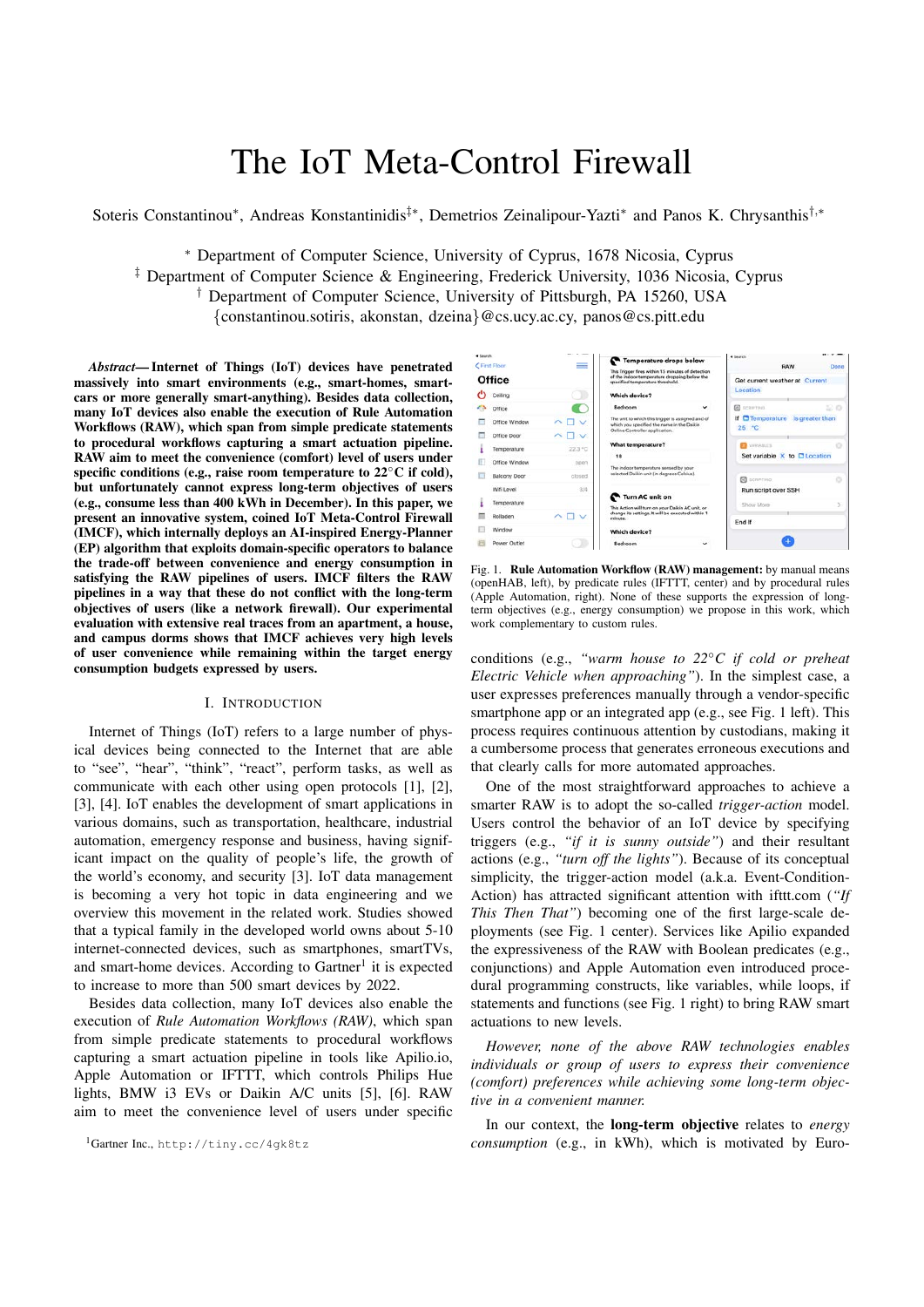# The IoT Meta-Control Firewall

Soteris Constantinou*, Andreas Konstantinidis‡*, Demetrios Zeinalipour-Yazti* and Panos K. Chrysanthis†,*

* Department of Computer Science, University of Cyprus, 1678 Nicosia, Cyprus
‡ Department of Computer Science & Engineering, Frederick University, 1036 Nicosia, Cyprus
† Department of Computer Science, University of Pittsburgh, PA 15260, USA
{constantinou.sotiris, akonstan, dzeina}@cs.ucy.ac.cy, panos@cs.pitt.edu

***Abstract*— Internet of Things (IoT) devices have penetrated massively into smart environments (e.g., smart-homes, smart-cars or more generally smart-anything). Besides data collection, many IoT devices also enable the execution of Rule Automation Workflows (RAW), which span from simple predicate statements to procedural workflows capturing a smart actuation pipeline. RAW aim to meet the convenience (comfort) level of users under specific conditions (e.g., raise room temperature to 22°C if cold), but unfortunately cannot express long-term objectives of users (e.g., consume less than 400 kWh in December). In this paper, we present an innovative system, coined IoT Meta-Control Firewall (IMCF), which internally deploys an AI-inspired Energy-Planner (EP) algorithm that exploits domain-specific operators to balance the trade-off between convenience and energy consumption in satisfying the RAW pipelines of users. IMCF filters the RAW pipelines in a way that these do not conflict with the long-term objectives of users (like a network firewall). Our experimental evaluation with extensive real traces from an apartment, a house, and campus dorms shows that IMCF achieves very high levels of user convenience while remaining within the target energy consumption budgets expressed by users.**

## I. Introduction

Internet of Things (IoT) refers to a large number of physical devices being connected to the Internet that are able to "see", "hear", "think", "react", perform tasks, as well as communicate with each other using open protocols [1], [2], [3], [4]. IoT enables the development of smart applications in various domains, such as transportation, healthcare, industrial automation, emergency response and business, having significant impact on the quality of people's life, the growth of the world's economy, and security [3]. IoT data management is becoming a very hot topic in data engineering and we overview this movement in the related work. Studies showed that a typical family in the developed world owns about 5-10 internet-connected devices, such as smartphones, smartTVs, and smart-home devices. According to Gartner[1] it is expected to increase to more than 500 smart devices by 2022.

Besides data collection, many IoT devices also enable the execution of *Rule Automation Workflows (RAW)*, which span from simple predicate statements to procedural workflows capturing a smart actuation pipeline in tools like Apilio.io, Apple Automation or IFTTT, which controls Philips Hue lights, BMW i3 EVs or Daikin A/C units [5], [6]. RAW aim to meet the convenience level of users under specific conditions (e.g., *"warm house to 22°C if cold or preheat Electric Vehicle when approaching"*). In the simplest case, a user expresses preferences manually through a vendor-specific smartphone app or an integrated app (e.g., see Fig. 1 left). This process requires continuous attention by custodians, making it a cumbersome process that generates erroneous executions and that clearly calls for more automated approaches.

Fig. 1. **Rule Automation Workflow (RAW) management:** by manual means (openHAB, left), by predicate rules (IFTTT, center) and by procedural rules (Apple Automation, right). None of these supports the expression of long-term objectives (e.g., energy consumption) we propose in this work, which work complementary to custom rules.

One of the most straightforward approaches to achieve a smarter RAW is to adopt the so-called *trigger-action* model. Users control the behavior of an IoT device by specifying triggers (e.g., *"if it is sunny outside"*) and their resultant actions (e.g., *"turn off the lights"*). Because of its conceptual simplicity, the trigger-action model (a.k.a. Event-Condition-Action) has attracted significant attention with ifttt.com (*"If This Then That"*) becoming one of the first large-scale deployments (see Fig. 1 center). Services like Apilio expanded the expressiveness of the RAW with Boolean predicates (e.g., conjunctions) and Apple Automation even introduced procedural programming constructs, like variables, while loops, if statements and functions (see Fig. 1 right) to bring RAW smart actuations to new levels.

*However, none of the above RAW technologies enables individuals or group of users to express their convenience (comfort) preferences while achieving some long-term objective in a convenient manner.*

In our context, the **long-term objective** relates to *energy consumption* (e.g., in kWh), which is motivated by Euro-

[1] Gartner Inc., http://tiny.cc/4gk8tz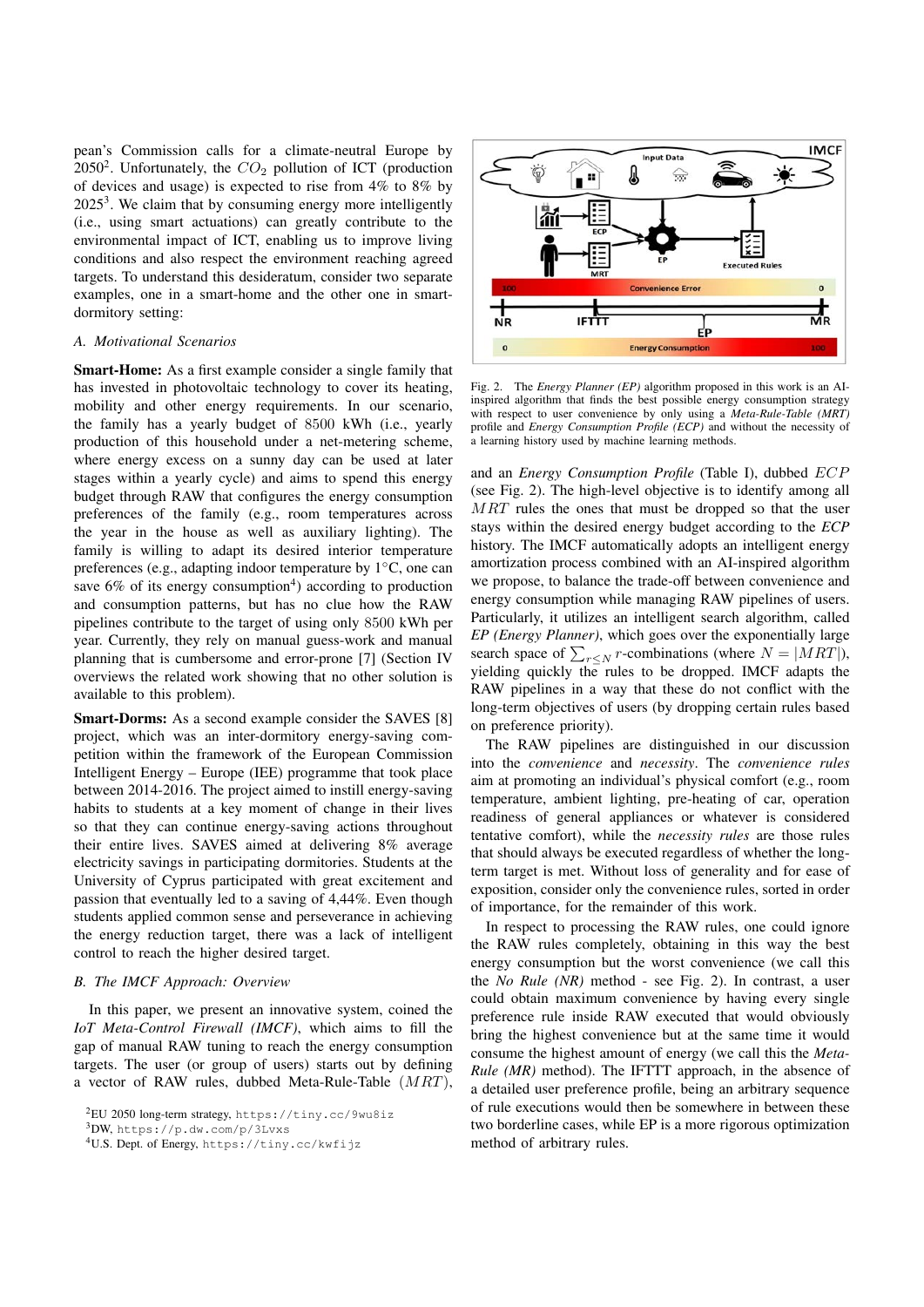pean's Commission calls for a climate-neutral Europe by 2050[2]. Unfortunately, the $CO_2$ pollution of ICT (production of devices and usage) is expected to rise from 4% to 8% by 2025[3]. We claim that by consuming energy more intelligently (i.e., using smart actuations) can greatly contribute to the environmental impact of ICT, enabling us to improve living conditions and also respect the environment reaching agreed targets. To understand this desideratum, consider two separate examples, one in a smart-home and the other one in smart-dormitory setting:

### A. Motivational Scenarios

**Smart-Home:** As a first example consider a single family that has invested in photovoltaic technology to cover its heating, mobility and other energy requirements. In our scenario, the family has a yearly budget of 8500 kWh (i.e., yearly production of this household under a net-metering scheme, where energy excess on a sunny day can be used at later stages within a yearly cycle) and aims to spend this energy budget through RAW that configures the energy consumption preferences of the family (e.g., room temperatures across the year in the house as well as auxiliary lighting). The family is willing to adapt its desired interior temperature preferences (e.g., adapting indoor temperature by 1°C, one can save 6% of its energy consumption[4]) according to production and consumption patterns, but has no clue how the RAW pipelines contribute to the target of using only 8500 kWh per year. Currently, they rely on manual guess-work and manual planning that is cumbersome and error-prone [7] (Section IV overviews the related work showing that no other solution is available to this problem).

**Smart-Dorms:** As a second example consider the SAVES [8] project, which was an inter-dormitory energy-saving competition within the framework of the European Commission Intelligent Energy – Europe (IEE) programme that took place between 2014-2016. The project aimed to instill energy-saving habits to students at a key moment of change in their lives so that they can continue energy-saving actions throughout their entire lives. SAVES aimed at delivering 8% average electricity savings in participating dormitories. Students at the University of Cyprus participated with great excitement and passion that eventually led to a saving of 4,44%. Even though students applied common sense and perseverance in achieving the energy reduction target, there was a lack of intelligent control to reach the higher desired target.

### B. The IMCF Approach: Overview

In this paper, we present an innovative system, coined the *IoT Meta-Control Firewall (IMCF)*, which aims to fill the gap of manual RAW tuning to reach the energy consumption targets. The user (or group of users) starts out by defining a vector of RAW rules, dubbed Meta-Rule-Table $(MRT)$, and an *Energy Consumption Profile* (Table I), dubbed $ECP$ (see Fig. 2). The high-level objective is to identify among all $MRT$ rules the ones that must be dropped so that the user stays within the desired energy budget according to the *ECP* history. The IMCF automatically adopts an intelligent energy amortization process combined with an AI-inspired algorithm we propose, to balance the trade-off between convenience and energy consumption while managing RAW pipelines of users. Particularly, it utilizes an intelligent search algorithm, called *EP (Energy Planner)*, which goes over the exponentially large search space of $\sum_{r \leq N} r$-combinations (where $N = |MRT|$), yielding quickly the rules to be dropped. IMCF adapts the RAW pipelines in a way that these do not conflict with the long-term objectives of users (by dropping certain rules based on preference priority).

Fig. 2. The *Energy Planner (EP)* algorithm proposed in this work is an AI-inspired algorithm that finds the best possible energy consumption strategy with respect to user convenience by only using a *Meta-Rule-Table (MRT)* profile and *Energy Consumption Profile (ECP)* and without the necessity of a learning history used by machine learning methods.

The RAW pipelines are distinguished in our discussion into the *convenience* and *necessity*. The *convenience rules* aim at promoting an individual's physical comfort (e.g., room temperature, ambient lighting, pre-heating of car, operation readiness of general appliances or whatever is considered tentative comfort), while the *necessity rules* are those rules that should always be executed regardless of whether the long-term target is met. Without loss of generality and for ease of exposition, consider only the convenience rules, sorted in order of importance, for the remainder of this work.

In respect to processing the RAW rules, one could ignore the RAW rules completely, obtaining in this way the best energy consumption but the worst convenience (we call this the *No Rule (NR)* method - see Fig. 2). In contrast, a user could obtain maximum convenience by having every single preference rule inside RAW executed that would obviously bring the highest convenience but at the same time it would consume the highest amount of energy (we call this the *Meta-Rule (MR)* method). The IFTTT approach, in the absence of a detailed user preference profile, being an arbitrary sequence of rule executions would then be somewhere in between these two borderline cases, while EP is a more rigorous optimization method of arbitrary rules.

[2] EU 2050 long-term strategy, https://tiny.cc/9wu8iz

[3] DW, https://p.dw.com/p/3Lvxs

[4] U.S. Dept. of Energy, https://tiny.cc/kwfijz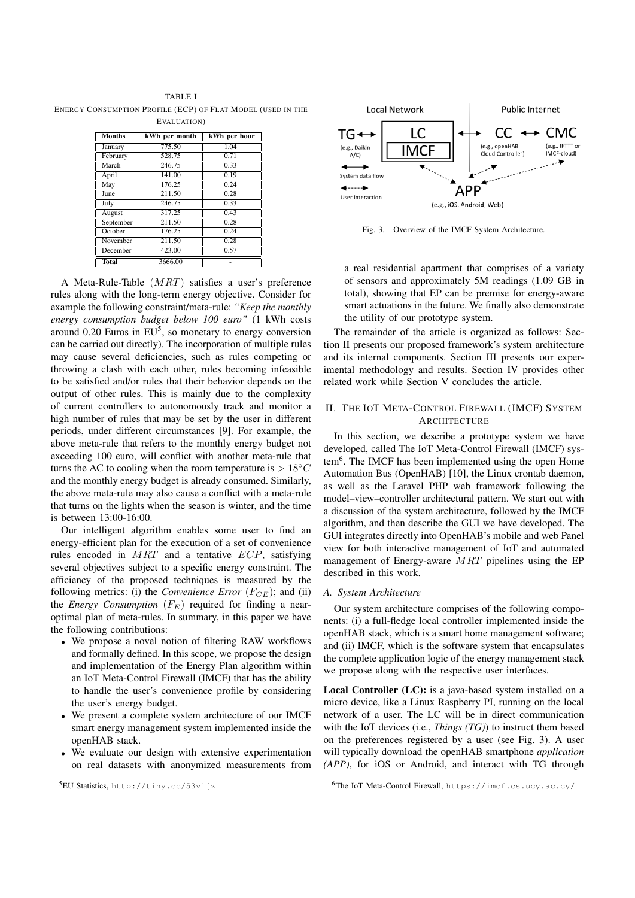TABLE I
ENERGY CONSUMPTION PROFILE (ECP) OF FLAT MODEL (USED IN THE EVALUATION)

| Months | kWh per month | kWh per hour |
|---|---|---|
| January | 775.50 | 1.04 |
| February | 528.75 | 0.71 |
| March | 246.75 | 0.33 |
| April | 141.00 | 0.19 |
| May | 176.25 | 0.24 |
| June | 211.50 | 0.28 |
| July | 246.75 | 0.33 |
| August | 317.25 | 0.43 |
| September | 211.50 | 0.28 |
| October | 176.25 | 0.24 |
| November | 211.50 | 0.28 |
| December | 423.00 | 0.57 |
| **Total** | 3666.00 | - |

A Meta-Rule-Table $(MRT)$ satisfies a user's preference rules along with the long-term energy objective. Consider for example the following constraint/meta-rule: *"Keep the monthly energy consumption budget below 100 euro"* (1 kWh costs around 0.20 Euros in EU[5], so monetary to energy conversion can be carried out directly). The incorporation of multiple rules may cause several deficiencies, such as rules competing or throwing a clash with each other, rules becoming infeasible to be satisfied and/or rules that their behavior depends on the output of other rules. This is mainly due to the complexity of current controllers to autonomously track and monitor a high number of rules that may be set by the user in different periods, under different circumstances [9]. For example, the above meta-rule that refers to the monthly energy budget not exceeding 100 euro, will conflict with another meta-rule that turns the AC to cooling when the room temperature is $> 18^{\circ}C$ and the monthly energy budget is already consumed. Similarly, the above meta-rule may also cause a conflict with a meta-rule that turns on the lights when the season is winter, and the time is between 13:00-16:00.

Our intelligent algorithm enables some user to find an energy-efficient plan for the execution of a set of convenience rules encoded in $MRT$ and a tentative $ECP$, satisfying several objectives subject to a specific energy constraint. The efficiency of the proposed techniques is measured by the following metrics: (i) the *Convenience Error* $(F_{CE})$; and (ii) the *Energy Consumption* $(F_E)$ required for finding a near-optimal plan of meta-rules. In summary, in this paper we have the following contributions:

- We propose a novel notion of filtering RAW workflows and formally defined. In this scope, we propose the design and implementation of the Energy Plan algorithm within an IoT Meta-Control Firewall (IMCF) that has the ability to handle the user's convenience profile by considering the user's energy budget.
- We present a complete system architecture of our IMCF smart energy management system implemented inside the openHAB stack.
- We evaluate our design with extensive experimentation on real datasets with anonymized measurements from a real residential apartment that comprises of a variety of sensors and approximately 5M readings (1.09 GB in total), showing that EP can be premise for energy-aware smart actuations in the future. We finally also demonstrate the utility of our prototype system.

[5]EU Statistics, http://tiny.cc/53vijz

Fig. 3. Overview of the IMCF System Architecture.

The remainder of the article is organized as follows: Section II presents our proposed framework's system architecture and its internal components. Section III presents our experimental methodology and results. Section IV provides other related work while Section V concludes the article.

## II. THE IOT META-CONTROL FIREWALL (IMCF) SYSTEM ARCHITECTURE

In this section, we describe a prototype system we have developed, called The IoT Meta-Control Firewall (IMCF) system[6]. The IMCF has been implemented using the open Home Automation Bus (OpenHAB) [10], the Linux crontab daemon, as well as the Laravel PHP web framework following the model–view–controller architectural pattern. We start out with a discussion of the system architecture, followed by the IMCF algorithm, and then describe the GUI we have developed. The GUI integrates directly into OpenHAB's mobile and web Panel view for both interactive management of IoT and automated management of Energy-aware $MRT$ pipelines using the EP described in this work.

### A. System Architecture

Our system architecture comprises of the following components: (i) a full-fledge local controller implemented inside the openHAB stack, which is a smart home management software; and (ii) IMCF, which is the software system that encapsulates the complete application logic of the energy management stack we propose along with the respective user interfaces.

**Local Controller (LC):** is a java-based system installed on a micro device, like a Linux Raspberry PI, running on the local network of a user. The LC will be in direct communication with the IoT devices (i.e., *Things (TG)*) to instruct them based on the preferences registered by a user (see Fig. 3). A user will typically download the openHAB smartphone *application (APP)*, for iOS or Android, and interact with TG through

[6]The IoT Meta-Control Firewall, https://imcf.cs.ucy.ac.cy/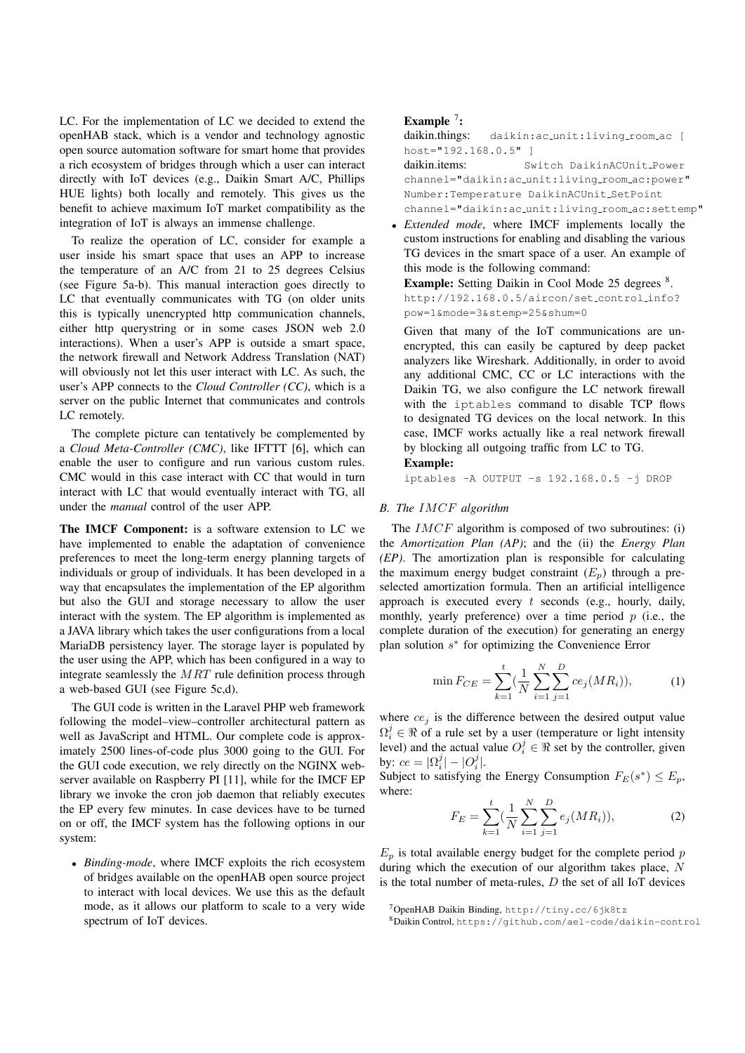LC. For the implementation of LC we decided to extend the openHAB stack, which is a vendor and technology agnostic open source automation software for smart home that provides a rich ecosystem of bridges through which a user can interact directly with IoT devices (e.g., Daikin Smart A/C, Phillips HUE lights) both locally and remotely. This gives us the benefit to achieve maximum IoT market compatibility as the integration of IoT is always an immense challenge.

To realize the operation of LC, consider for example a user inside his smart space that uses an APP to increase the temperature of an A/C from 21 to 25 degrees Celsius (see Figure 5a-b). This manual interaction goes directly to LC that eventually communicates with TG (on older units this is typically unencrypted http communication channels, either http querystring or in some cases JSON web 2.0 interactions). When a user's APP is outside a smart space, the network firewall and Network Address Translation (NAT) will obviously not let this user interact with LC. As such, the user's APP connects to the *Cloud Controller (CC)*, which is a server on the public Internet that communicates and controls LC remotely.

The complete picture can tentatively be complemented by a *Cloud Meta-Controller (CMC)*, like IFTTT [6], which can enable the user to configure and run various custom rules. CMC would in this case interact with CC that would in turn interact with LC that would eventually interact with TG, all under the *manual* control of the user APP.

**The IMCF Component:** is a software extension to LC we have implemented to enable the adaptation of convenience preferences to meet the long-term energy planning targets of individuals or group of individuals. It has been developed in a way that encapsulates the implementation of the EP algorithm but also the GUI and storage necessary to allow the user interact with the system. The EP algorithm is implemented as a JAVA library which takes the user configurations from a local MariaDB persistency layer. The storage layer is populated by the user using the APP, which has been configured in a way to integrate seamlessly the $MRT$ rule definition process through a web-based GUI (see Figure 5c,d).

The GUI code is written in the Laravel PHP web framework following the model–view–controller architectural pattern as well as JavaScript and HTML. Our complete code is approximately 2500 lines-of-code plus 3000 going to the GUI. For the GUI code execution, we rely directly on the NGINX webserver available on Raspberry PI [11], while for the IMCF EP library we invoke the cron job daemon that reliably executes the EP every few minutes. In case devices have to be turned on or off, the IMCF system has the following options in our system:

- *Binding-mode*, where IMCF exploits the rich ecosystem of bridges available on the openHAB open source project to interact with local devices. We use this as the default mode, as it allows our platform to scale to a very wide spectrum of IoT devices.

  **Example** [7]**:**

  daikin.things: `daikin:ac_unit:living_room_ac [ host="192.168.0.5" ]`

  daikin.items: `Switch DaikinACUnit_Power channel="daikin:ac_unit:living_room_ac:power" Number:Temperature DaikinACUnit_SetPoint channel="daikin:ac_unit:living_room_ac:settemp"`

- *Extended mode*, where IMCF implements locally the custom instructions for enabling and disabling the various TG devices in the smart space of a user. An example of this mode is the following command:

  **Example:** Setting Daikin in Cool Mode 25 degrees [8].

  `http://192.168.0.5/aircon/set_control_info?pow=1&mode=3&stemp=25&shum=0`

  Given that many of the IoT communications are unencrypted, this can easily be captured by deep packet analyzers like Wireshark. Additionally, in order to avoid any additional CMC, CC or LC interactions with the Daikin TG, we also configure the LC network firewall with the `iptables` command to disable TCP flows to designated TG devices on the local network. In this case, IMCF works actually like a real network firewall by blocking all outgoing traffic from LC to TG.

  **Example:**

  ```
  iptables -A OUTPUT -s 192.168.0.5 -j DROP
  ```

### B. The $IMCF$ algorithm

The $IMCF$ algorithm is composed of two subroutines: (i) the *Amortization Plan (AP)*; and the (ii) the *Energy Plan (EP)*. The amortization plan is responsible for calculating the maximum energy budget constraint ($E_p$) through a preselected amortization formula. Then an artificial intelligence approach is executed every $t$ seconds (e.g., hourly, daily, monthly, yearly preference) over a time period $p$ (i.e., the complete duration of the execution) for generating an energy plan solution $s^*$ for optimizing the Convenience Error

$$\min F_{CE} = \sum_{k=1}^{t} \left( \frac{1}{N} \sum_{i=1}^{N} \sum_{j=1}^{D} ce_j(MR_i) \right), \tag{1}$$

where $ce_j$ is the difference between the desired output value $\Omega_i^j \in \Re$ of a rule set by a user (temperature or light intensity level) and the actual value $O_i^j \in \Re$ set by the controller, given by: $ce = |\Omega_i^j| - |O_i^j|$.

Subject to satisfying the Energy Consumption $F_E(s^*) \leq E_p$, where:

$$F_E = \sum_{k=1}^{t} \left( \frac{1}{N} \sum_{i=1}^{N} \sum_{j=1}^{D} e_j(MR_i) \right), \tag{2}$$

$E_p$ is total available energy budget for the complete period $p$ during which the execution of our algorithm takes place, $N$ is the total number of meta-rules, $D$ the set of all IoT devices

[7] OpenHAB Daikin Binding, http://tiny.cc/6jk8tz

[8] Daikin Control, https://github.com/ael-code/daikin-control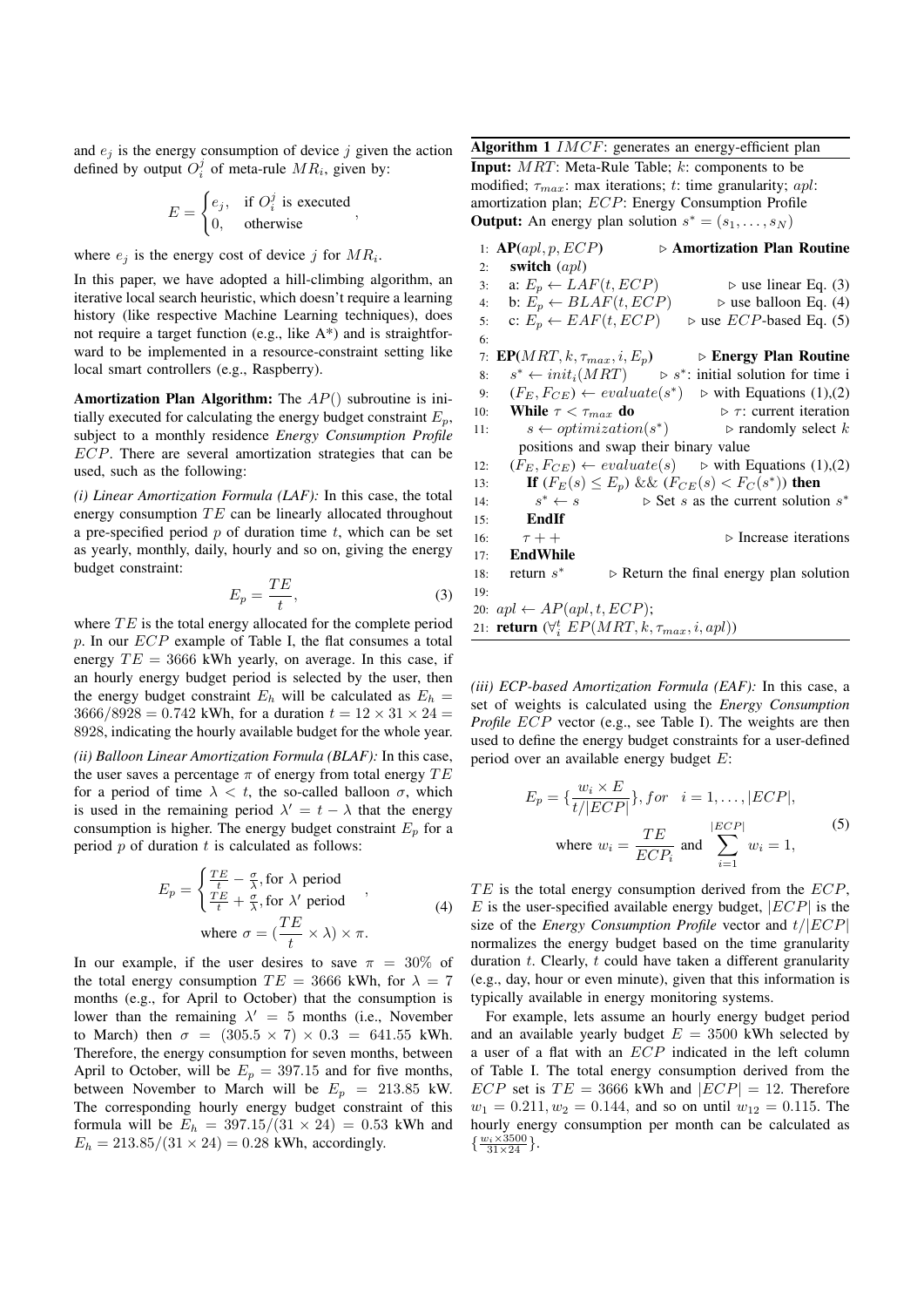and $e_j$ is the energy consumption of device $j$ given the action defined by output $O_i^j$ of meta-rule $MR_i$, given by:

$$E = \begin{cases} e_j, & \text{if } O_i^j \text{ is executed} \\ 0, & \text{otherwise} \end{cases},$$

where $e_j$ is the energy cost of device $j$ for $MR_i$.

In this paper, we have adopted a hill-climbing algorithm, an iterative local search heuristic, which doesn't require a learning history (like respective Machine Learning techniques), does not require a target function (e.g., like A*) and is straightforward to be implemented in a resource-constraint setting like local smart controllers (e.g., Raspberry).

**Amortization Plan Algorithm:** The $AP()$ subroutine is initially executed for calculating the energy budget constraint $E_p$, subject to a monthly residence *Energy Consumption Profile* $ECP$. There are several amortization strategies that can be used, such as the following:

*(i) Linear Amortization Formula (LAF):* In this case, the total energy consumption $TE$ can be linearly allocated throughout a pre-specified period $p$ of duration time $t$, which can be set as yearly, monthly, daily, hourly and so on, giving the energy budget constraint:

$$E_p = \frac{TE}{t}, \tag{3}$$

where $TE$ is the total energy allocated for the complete period $p$. In our $ECP$ example of Table I, the flat consumes a total energy $TE = 3666$ kWh yearly, on average. In this case, if an hourly energy budget period is selected by the user, then the energy budget constraint $E_h$ will be calculated as $E_h = 3666/8928 = 0.742$ kWh, for a duration $t = 12 \times 31 \times 24 = 8928$, indicating the hourly available budget for the whole year.

*(ii) Balloon Linear Amortization Formula (BLAF):* In this case, the user saves a percentage $\pi$ of energy from total energy $TE$ for a period of time $\lambda < t$, the so-called balloon $\sigma$, which is used in the remaining period $\lambda' = t - \lambda$ that the energy consumption is higher. The energy budget constraint $E_p$ for a period $p$ of duration $t$ is calculated as follows:

$$E_p = \begin{cases} \frac{TE}{t} - \frac{\sigma}{\lambda}, \text{for } \lambda \text{ period} \\ \frac{TE}{t} + \frac{\sigma}{\lambda}, \text{for } \lambda' \text{ period} \end{cases}, \\ \text{where } \sigma = (\frac{TE}{t} \times \lambda) \times \pi. \tag{4}$$

In our example, if the user desires to save $\pi = 30\%$ of the total energy consumption $TE = 3666$ kWh, for $\lambda = 7$ months (e.g., for April to October) that the consumption is lower than the remaining $\lambda' = 5$ months (i.e., November to March) then $\sigma = (305.5 \times 7) \times 0.3 = 641.55$ kWh. Therefore, the energy consumption for seven months, between April to October, will be $E_p = 397.15$ and for five months, between November to March will be $E_p = 213.85$ kW. The corresponding hourly energy budget constraint of this formula will be $E_h = 397.15/(31 \times 24) = 0.53$ kWh and $E_h = 213.85/(31 \times 24) = 0.28$ kWh, accordingly.

**Algorithm 1** $IMCF$: generates an energy-efficient plan

**Input:** $MRT$: Meta-Rule Table; $k$: components to be modified; $\tau_{max}$: max iterations; $t$: time granularity; $apl$: amortization plan; $ECP$: Energy Consumption Profile
**Output:** An energy plan solution $s^* = (s_1, \ldots, s_N)$

```
1:  AP(apl, p, ECP)                          ▷ Amortization Plan Routine
2:    switch (apl)
3:      a: E_p ← LAF(t, ECP)                 ▷ use linear Eq. (3)
4:      b: E_p ← BLAF(t, ECP)                ▷ use balloon Eq. (4)
5:      c: E_p ← EAF(t, ECP)                 ▷ use ECP-based Eq. (5)
6:
7:  EP(MRT, k, τ_max, i, E_p)                ▷ Energy Plan Routine
8:    s* ← init_i(MRT)                       ▷ s*: initial solution for time i
9:    (F_E, F_CE) ← evaluate(s*)             ▷ with Equations (1),(2)
10:   While τ < τ_max do                     ▷ τ: current iteration
11:     s ← optimization(s*)                 ▷ randomly select k
        positions and swap their binary value
12:     (F_E, F_CE) ← evaluate(s)            ▷ with Equations (1),(2)
13:     If (F_E(s) ≤ E_p) && (F_CE(s) < F_C(s*)) then
14:       s* ← s                             ▷ Set s as the current solution s*
15:     EndIf
16:     τ++                                  ▷ Increase iterations
17:   EndWhile
18:   return s*                              ▷ Return the final energy plan solution
19:
20: apl ← AP(apl, t, ECP);
21: return (∀_i^t EP(MRT, k, τ_max, i, apl))
```

*(iii) ECP-based Amortization Formula (EAF):* In this case, a set of weights is calculated using the *Energy Consumption Profile* $ECP$ vector (e.g., see Table I). The weights are then used to define the energy budget constraints for a user-defined period over an available energy budget $E$:

$$E_p = \{\frac{w_i \times E}{t/|ECP|}\}, for \quad i = 1, \ldots, |ECP|, \\ \text{where } w_i = \frac{TE}{ECP_i} \text{ and } \sum_{i=1}^{|ECP|} w_i = 1, \tag{5}$$

$TE$ is the total energy consumption derived from the $ECP$, $E$ is the user-specified available energy budget, $|ECP|$ is the size of the *Energy Consumption Profile* vector and $t/|ECP|$ normalizes the energy budget based on the time granularity duration $t$. Clearly, $t$ could have taken a different granularity (e.g., day, hour or even minute), given that this information is typically available in energy monitoring systems.

For example, lets assume an hourly energy budget period and an available yearly budget $E = 3500$ kWh selected by a user of a flat with an $ECP$ indicated in the left column of Table I. The total energy consumption derived from the $ECP$ set is $TE = 3666$ kWh and $|ECP| = 12$. Therefore $w_1 = 0.211, w_2 = 0.144$, and so on until $w_{12} = 0.115$. The hourly energy consumption per month can be calculated as $\{\frac{w_i \times 3500}{31 \times 24}\}$.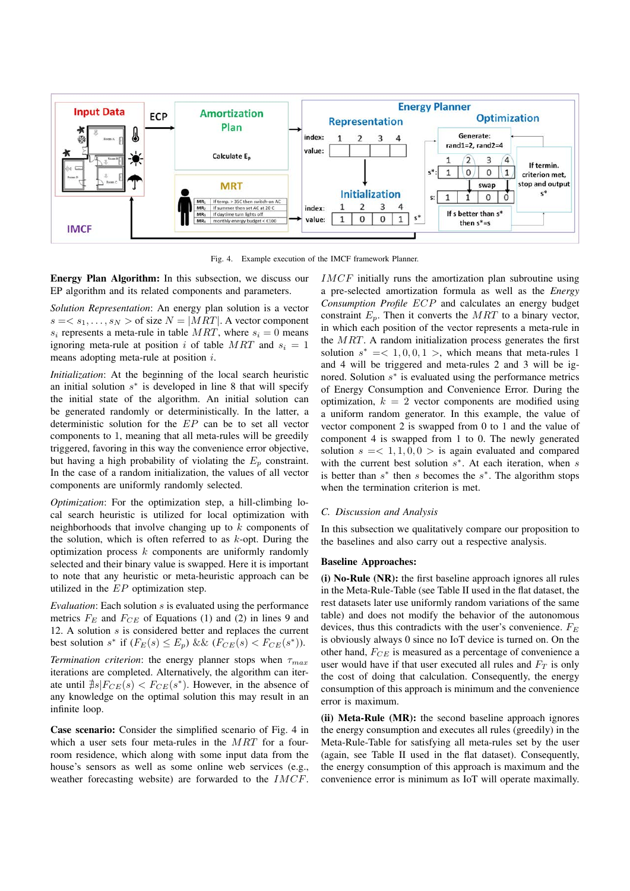Fig. 4. Example execution of the IMCF framework Planner.

**Energy Plan Algorithm:** In this subsection, we discuss our EP algorithm and its related components and parameters.

*Solution Representation*: An energy plan solution is a vector $s =< s_1, \ldots, s_N >$ of size $N = |MRT|$. A vector component $s_i$ represents a meta-rule in table $MRT$, where $s_i = 0$ means ignoring meta-rule at position $i$ of table $MRT$ and $s_i = 1$ means adopting meta-rule at position $i$.

*Initialization*: At the beginning of the local search heuristic an initial solution $s^*$ is developed in line 8 that will specify the initial state of the algorithm. An initial solution can be generated randomly or deterministically. In the latter, a deterministic solution for the $EP$ can be to set all vector components to 1, meaning that all meta-rules will be greedily triggered, favoring in this way the convenience error objective, but having a high probability of violating the $E_p$ constraint. In the case of a random initialization, the values of all vector components are uniformly randomly selected.

*Optimization*: For the optimization step, a hill-climbing local search heuristic is utilized for local optimization with neighborhoods that involve changing up to $k$ components of the solution, which is often referred to as $k$-opt. During the optimization process $k$ components are uniformly randomly selected and their binary value is swapped. Here it is important to note that any heuristic or meta-heuristic approach can be utilized in the $EP$ optimization step.

*Evaluation*: Each solution $s$ is evaluated using the performance metrics $F_E$ and $F_{CE}$ of Equations (1) and (2) in lines 9 and 12. A solution $s$ is considered better and replaces the current best solution $s^*$ if $(F_E(s) \leq E_p)$ && $(F_{CE}(s) < F_{CE}(s^*))$.

*Termination criterion*: the energy planner stops when $\tau_{max}$ iterations are completed. Alternatively, the algorithm can iterate until $\nexists s | F_{CE}(s) < F_{CE}(s^*)$. However, in the absence of any knowledge on the optimal solution this may result in an infinite loop.

**Case scenario:** Consider the simplified scenario of Fig. 4 in which a user sets four meta-rules in the $MRT$ for a four-room residence, which along with some input data from the house's sensors as well as some online web services (e.g., weather forecasting website) are forwarded to the $IMCF$. $IMCF$ initially runs the amortization plan subroutine using a pre-selected amortization formula as well as the *Energy Consumption Profile* $ECP$ and calculates an energy budget constraint $E_p$. Then it converts the $MRT$ to a binary vector, in which each position of the vector represents a meta-rule in the $MRT$. A random initialization process generates the first solution $s^* =< 1, 0, 0, 1 >$, which means that meta-rules 1 and 4 will be triggered and meta-rules 2 and 3 will be ignored. Solution $s^*$ is evaluated using the performance metrics of Energy Consumption and Convenience Error. During the optimization, $k = 2$ vector components are modified using a uniform random generator. In this example, the value of vector component 2 is swapped from 0 to 1 and the value of component 4 is swapped from 1 to 0. The newly generated solution $s =< 1, 1, 0, 0 >$ is again evaluated and compared with the current best solution $s^*$. At each iteration, when $s$ is better than $s^*$ then $s$ becomes the $s^*$. The algorithm stops when the termination criterion is met.

### C. Discussion and Analysis

In this subsection we qualitatively compare our proposition to the baselines and also carry out a respective analysis.

**Baseline Approaches:**

**(i) No-Rule (NR):** the first baseline approach ignores all rules in the Meta-Rule-Table (see Table II used in the flat dataset, the rest datasets later use uniformly random variations of the same table) and does not modify the behavior of the autonomous devices, thus this contradicts with the user's convenience. $F_E$ is obviously always 0 since no IoT device is turned on. On the other hand, $F_{CE}$ is measured as a percentage of convenience a user would have if that user executed all rules and $F_T$ is only the cost of doing that calculation. Consequently, the energy consumption of this approach is minimum and the convenience error is maximum.

**(ii) Meta-Rule (MR):** the second baseline approach ignores the energy consumption and executes all rules (greedily) in the Meta-Rule-Table for satisfying all meta-rules set by the user (again, see Table II used in the flat dataset). Consequently, the energy consumption of this approach is maximum and the convenience error is minimum as IoT will operate maximally.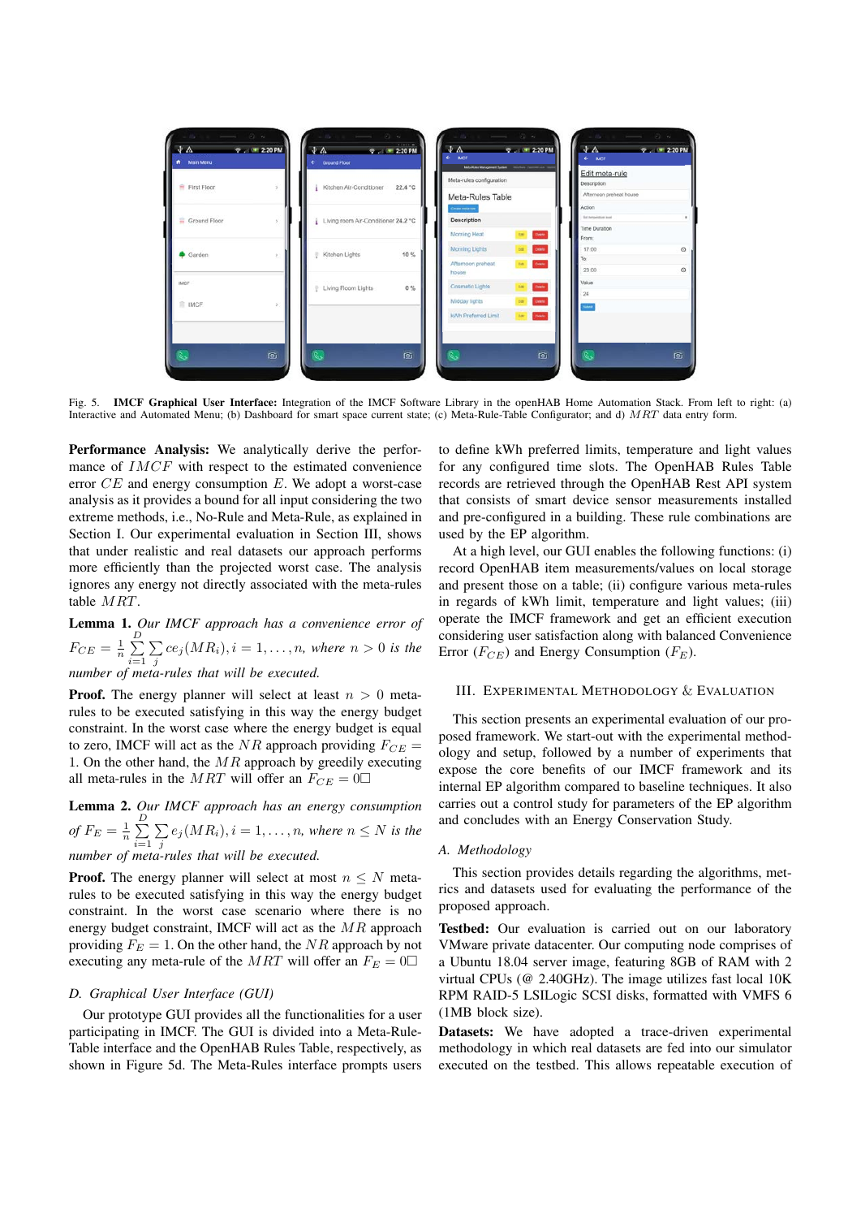Fig. 5. **IMCF Graphical User Interface:** Integration of the IMCF Software Library in the openHAB Home Automation Stack. From left to right: (a) Interactive and Automated Menu; (b) Dashboard for smart space current state; (c) Meta-Rule-Table Configurator; and d) $MRT$ data entry form.

**Performance Analysis:** We analytically derive the performance of $IMCF$ with respect to the estimated convenience error $CE$ and energy consumption $E$. We adopt a worst-case analysis as it provides a bound for all input considering the two extreme methods, i.e., No-Rule and Meta-Rule, as explained in Section I. Our experimental evaluation in Section III, shows that under realistic and real datasets our approach performs more efficiently than the projected worst case. The analysis ignores any energy not directly associated with the meta-rules table $MRT$.

**Lemma 1.** *Our IMCF approach has a convenience error of* $F_{CE} = \frac{1}{n}\sum_{i=1}^{D}\sum_{j} ce_j(MR_i), i = 1, \ldots, n,$ *where* $n > 0$ *is the number of meta-rules that will be executed.*

**Proof.** The energy planner will select at least $n > 0$ meta-rules to be executed satisfying in this way the energy budget constraint. In the worst case where the energy budget is equal to zero, IMCF will act as the $NR$ approach providing $F_{CE} = 1$. On the other hand, the $MR$ approach by greedily executing all meta-rules in the $MRT$ will offer an $F_{CE} = 0$□

**Lemma 2.** *Our IMCF approach has an energy consumption of* $F_E = \frac{1}{n}\sum_{i=1}^{D}\sum_{j} e_j(MR_i), i = 1, \ldots, n,$ *where* $n \leq N$ *is the number of meta-rules that will be executed.*

**Proof.** The energy planner will select at most $n \leq N$ meta-rules to be executed satisfying in this way the energy budget constraint. In the worst case scenario where is no energy budget constraint, IMCF will act as the $MR$ approach providing $F_E = 1$. On the other hand, the $NR$ approach by not executing any meta-rule of the $MRT$ will offer an $F_E = 0$□

### D. Graphical User Interface (GUI)

Our prototype GUI provides all the functionalities for a user participating in IMCF. The GUI is divided into a Meta-Rule-Table interface and the OpenHAB Rules Table, respectively, as shown in Figure 5d. The Meta-Rules interface prompts users to define kWh preferred limits, temperature and light values for any configured time slots. The OpenHAB Rules Table records are retrieved through the OpenHAB Rest API system that consists of smart device sensor measurements installed and pre-configured in a building. These rule combinations are used by the EP algorithm.

At a high level, our GUI enables the following functions: (i) record OpenHAB item measurements/values on local storage and present those on a table; (ii) configure various meta-rules in regards of kWh limit, temperature and light values; (iii) operate the IMCF framework and get an efficient execution considering user satisfaction along with balanced Convenience Error ($F_{CE}$) and Energy Consumption ($F_E$).

## III. Experimental Methodology & Evaluation

This section presents an experimental evaluation of our proposed framework. We start-out with the experimental methodology and setup, followed by a number of experiments that expose the core benefits of our IMCF framework and its internal EP algorithm compared to baseline techniques. It also carries out a control study for parameters of the EP algorithm and concludes with an Energy Conservation Study.

### A. Methodology

This section provides details regarding the algorithms, metrics and datasets used for evaluating the performance of the proposed approach.

**Testbed:** Our evaluation is carried out on our laboratory VMware private datacenter. Our computing node comprises of a Ubuntu 18.04 server image, featuring 8GB of RAM with 2 virtual CPUs (@ 2.40GHz). The image utilizes fast local 10K RPM RAID-5 LSILogic SCSI disks, formatted with VMFS 6 (1MB block size).

**Datasets:** We have adopted a trace-driven experimental methodology in which real datasets are fed into our simulator executed on the testbed. This allows repeatable execution of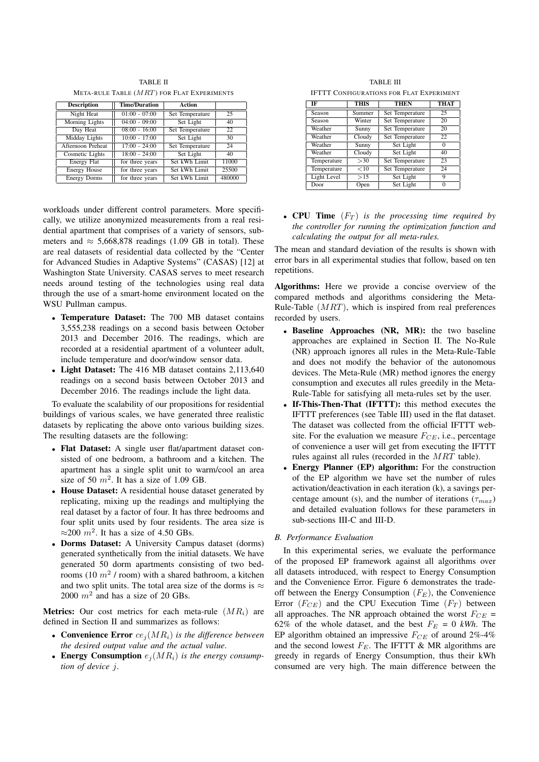TABLE II

META-RULE TABLE ($MRT$) FOR FLAT EXPERIMENTS

| Description | Time/Duration | Action | |
|---|---|---|---|
| Night Heat | 01:00 - 07:00 | Set Temperature | 25 |
| Morning Lights | 04:00 - 09:00 | Set Light | 40 |
| Day Heat | 08:00 - 16:00 | Set Temperature | 22 |
| Midday Lights | 10:00 - 17:00 | Set Light | 30 |
| Afternoon Preheat | 17:00 - 24:00 | Set Temperature | 24 |
| Cosmetic Lights | 18:00 - 24:00 | Set Light | 40 |
| Energy Flat | for three years | Set kWh Limit | 11000 |
| Energy House | for three years | Set kWh Limit | 25500 |
| Energy Dorms | for three years | Set kWh Limit | 480000 |

TABLE III

IFTTT CONFIGURATIONS FOR FLAT EXPERIMENT

| IF | THIS | THEN | THAT |
|---|---|---|---|
| Season | Summer | Set Temperature | 25 |
| Season | Winter | Set Temperature | 20 |
| Weather | Sunny | Set Temperature | 20 |
| Weather | Cloudy | Set Temperature | 22 |
| Weather | Sunny | Set Light | 0 |
| Weather | Cloudy | Set Light | 40 |
| Temperature | >30 | Set Temperature | 23 |
| Temperature | <10 | Set Temperature | 24 |
| Light Level | >15 | Set Light | 9 |
| Door | Open | Set Light | 0 |

workloads under different control parameters. More specifically, we utilize anonymized measurements from a real residential apartment that comprises of a variety of sensors, submeters and $\approx$ 5,668,878 readings (1.09 GB in total). These are real datasets of residential data collected by the "Center for Advanced Studies in Adaptive Systems" (CASAS) [12] at Washington State University. CASAS serves to meet research needs around testing of the technologies using real data through the use of a smart-home environment located on the WSU Pullman campus.

- **Temperature Dataset:** The 700 MB dataset contains 3,555,238 readings on a second basis between October 2013 and December 2016. The readings, which are recorded at a residential apartment of a volunteer adult, include temperature and door/window sensor data.
- **Light Dataset:** The 416 MB dataset contains 2,113,640 readings on a second basis between October 2013 and December 2016. The readings include the light data.

To evaluate the scalability of our propositions for residential buildings of various scales, we have generated three realistic datasets by replicating the above onto various building sizes. The resulting datasets are the following:

- **Flat Dataset:** A single user flat/apartment dataset consisted of one bedroom, a bathroom and a kitchen. The apartment has a single split unit to warm/cool an area size of 50 $m^2$. It has a size of 1.09 GB.
- **House Dataset:** A residential house dataset generated by replicating, mixing up the readings and multiplying the real dataset by a factor of four. It has three bedrooms and four split units used by four residents. The area size is $\approx$200 $m^2$. It has a size of 4.50 GBs.
- **Dorms Dataset:** A University Campus dataset (dorms) generated synthetically from the initial datasets. We have generated 50 dorm apartments consisting of two bedrooms (10 $m^2$ / room) with a shared bathroom, a kitchen and two split units. The total area size of the dorms is $\approx$ 2000 $m^2$ and has a size of 20 GBs.

**Metrics:** Our cost metrics for each meta-rule ($MR_i$) are defined in Section II and summarizes as follows:

- **Convenience Error** $ce_j(MR_i)$ *is the difference between the desired output value and the actual value.*
- **Energy Consumption** $e_j(MR_i)$ *is the energy consumption of device* $j$.
- **CPU Time** ($F_T$) *is the processing time required by the controller for running the optimization function and calculating the output for all meta-rules.*

The mean and standard deviation of the results is shown with error bars in all experimental studies that follow, based on ten repetitions.

**Algorithms:** Here we provide a concise overview of the compared methods and algorithms considering the Meta-Rule-Table ($MRT$), which is inspired from real preferences recorded by users.

- **Baseline Approaches (NR, MR):** the two baseline approaches are explained in Section II. The No-Rule (NR) approach ignores all rules in the Meta-Rule-Table and does not modify the behavior of the autonomous devices. The Meta-Rule (MR) method ignores the energy consumption and executes all rules greedily in the Meta-Rule-Table for satisfying all meta-rules set by the user.
- **If-This-Then-That (IFTTT):** this method executes the IFTTT preferences (see Table III) used in the flat dataset. The dataset was collected from the official IFTTT website. For the evaluation we measure $F_{CE}$, i.e., percentage of convenience a user will get from executing the IFTTT rules against all rules (recorded in the $MRT$ table).
- **Energy Planner (EP) algorithm:** For the construction of the EP algorithm we have set the number of rules activation/deactivation in each iteration (k), a savings percentage amount (s), and the number of iterations ($\tau_{max}$) and detailed evaluation follows for these parameters in sub-sections III-C and III-D.

### B. Performance Evaluation

In this experimental series, we evaluate the performance of the proposed EP framework against all algorithms over all datasets introduced, with respect to Energy Consumption and the Convenience Error. Figure 6 demonstrates the tradeoff between the Energy Consumption ($F_E$), the Convenience Error ($F_{CE}$) and the CPU Execution Time ($F_T$) between all approaches. The NR approach obtained the worst $F_{CE}$ = 62% of the whole dataset, and the best $F_E$ = 0 *kWh*. The EP algorithm obtained an impressive $F_{CE}$ of around 2%-4% and the second lowest $F_E$. The IFTTT & MR algorithms are greedy in regards of Energy Consumption, thus their kWh consumed are very high. The main difference between the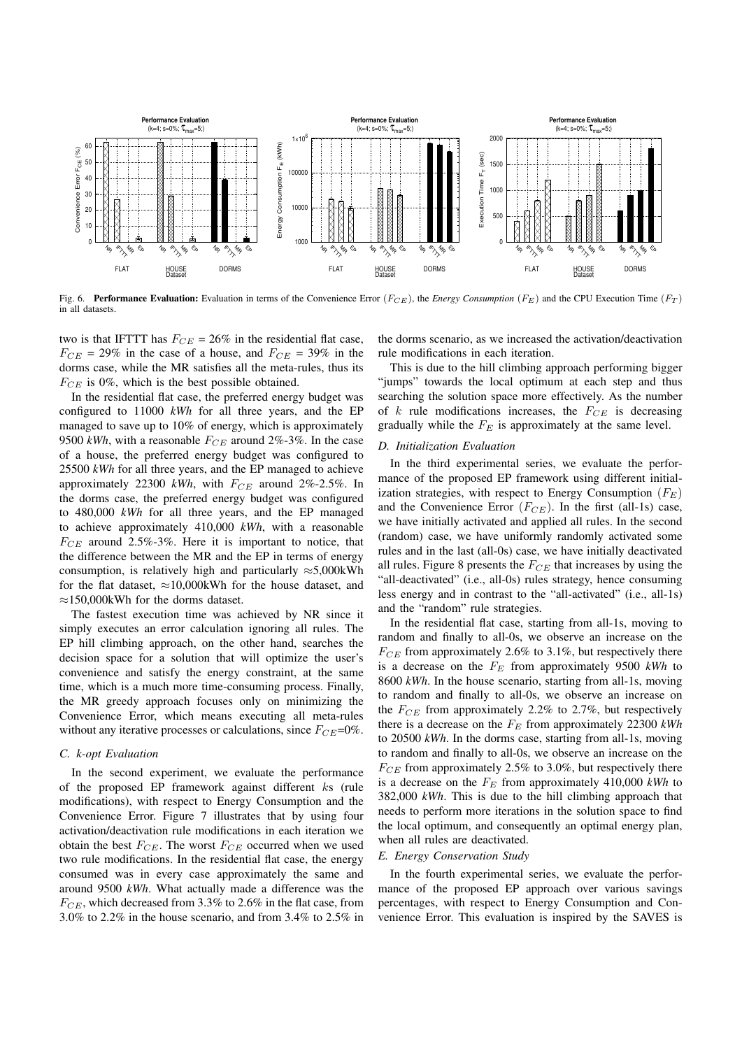Fig. 6. **Performance Evaluation:** Evaluation in terms of the Convenience Error ($F_{CE}$), the *Energy Consumption* ($F_E$) and the CPU Execution Time ($F_T$) in all datasets.

two is that IFTTT has $F_{CE}$ = 26% in the residential flat case, $F_{CE}$ = 29% in the case of a house, and $F_{CE}$ = 39% in the dorms case, while the MR satisfies all the meta-rules, thus its $F_{CE}$ is 0%, which is the best possible obtained.

In the residential flat case, the preferred energy budget was configured to 11000 *kWh* for all three years, and the EP managed to save up to 10% of energy, which is approximately 9500 *kWh*, with a reasonable $F_{CE}$ around 2%-3%. In the case of a house, the preferred energy budget was configured to 25500 *kWh* for all three years, and the EP managed to achieve approximately 22300 *kWh*, with $F_{CE}$ around 2%-2.5%. In the dorms case, the preferred energy budget was configured to 480,000 *kWh* for all three years, and the EP managed to achieve approximately 410,000 *kWh*, with a reasonable $F_{CE}$ around 2.5%-3%. Here it is important to notice, that the difference between the MR and the EP in terms of energy consumption, is relatively high and particularly ≈5,000kWh for the flat dataset, ≈10,000kWh for the house dataset, and ≈150,000kWh for the dorms dataset.

The fastest execution time was achieved by NR since it simply executes an error calculation ignoring all rules. The EP hill climbing approach, on the other hand, searches the decision space for a solution that will optimize the user's convenience and satisfy the energy constraint, at the same time, which is a much more time-consuming process. Finally, the MR greedy approach focuses only on minimizing the Convenience Error, which means executing all meta-rules without any iterative processes or calculations, since $F_{CE}$=0%.

### C. k-opt Evaluation

In the second experiment, we evaluate the performance of the proposed EP framework against different $k$s (rule modifications), with respect to Energy Consumption and the Convenience Error. Figure 7 illustrates that by using four activation/deactivation rule modifications in each iteration we obtain the best $F_{CE}$. The worst $F_{CE}$ occurred when we used two rule modifications. In the residential flat case, the energy consumed was in every case approximately the same and around 9500 *kWh*. What actually made a difference was the $F_{CE}$, which decreased from 3.3% to 2.6% in the flat case, from 3.0% to 2.2% in the house scenario, and from 3.4% to 2.5% in the dorms scenario, as we increased the activation/deactivation rule modifications in each iteration.

This is due to the hill climbing approach performing bigger "jumps" towards the local optimum at each step and thus searching the solution space more effectively. As the number of $k$ rule modifications increases, the $F_{CE}$ is decreasing gradually while the $F_E$ is approximately at the same level.

### D. Initialization Evaluation

In the third experimental series, we evaluate the performance of the proposed EP framework using different initialization strategies, with respect to Energy Consumption ($F_E$) and the Convenience Error ($F_{CE}$). In the first (all-1s) case, we have initially activated and applied all rules. In the second (random) case, we have uniformly randomly activated some rules and in the last (all-0s) case, we have initially deactivated all rules. Figure 8 presents the $F_{CE}$ that increases by using the "all-deactivated" (i.e., all-0s) rules strategy, hence consuming less energy and in contrast to the "all-activated" (i.e., all-1s) and the "random" rule strategies.

In the residential flat case, starting from all-1s, moving to random and finally to all-0s, we observe an increase on the $F_{CE}$ from approximately 2.6% to 3.1%, but respectively there is a decrease on the $F_E$ from approximately 9500 *kWh* to 8600 *kWh*. In the house scenario, starting from all-1s, moving to random and finally to all-0s, we observe an increase on the $F_{CE}$ from approximately 2.2% to 2.7%, but respectively there is a decrease on the $F_E$ from approximately 22300 *kWh* to 20500 *kWh*. In the dorms case, starting from all-1s, moving to random and finally to all-0s, we observe an increase on the $F_{CE}$ from approximately 2.5% to 3.0%, but respectively there is a decrease on the $F_E$ from approximately 410,000 *kWh* to 382,000 *kWh*. This is due to the hill climbing approach that needs to perform more iterations in the solution space to find the local optimum, and consequently an optimal energy plan, when all rules are deactivated.

### E. Energy Conservation Study

In the fourth experimental series, we evaluate the performance of the proposed EP approach over various savings percentages, with respect to Energy Consumption and Convenience Error. This evaluation is inspired by the SAVES is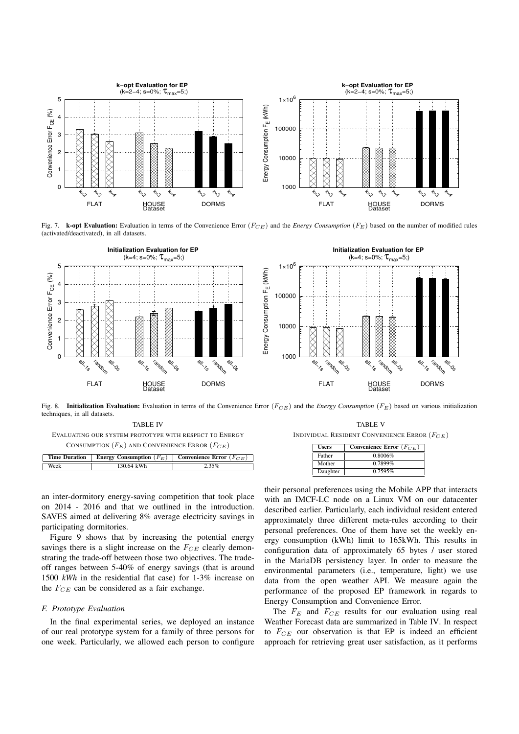Fig. 7. **k-opt Evaluation:** Evaluation in terms of the Convenience Error $(F_{CE})$ and the *Energy Consumption* $(F_E)$ based on the number of modified rules (activated/deactivated), in all datasets.

Fig. 8. **Initialization Evaluation:** Evaluation in terms of the Convenience Error $(F_{CE})$ and the *Energy Consumption* $(F_E)$ based on various initialization techniques, in all datasets.

TABLE IV
EVALUATING OUR SYSTEM PROTOTYPE WITH RESPECT TO ENERGY CONSUMPTION $(F_E)$ AND CONVENIENCE ERROR $(F_{CE})$

| Time Duration | Energy Consumption $(F_E)$ | Convenience Error $(F_{CE})$ |
|---|---|---|
| Week | 130.64 kWh | 2.35% |

TABLE V
INDIVIDUAL RESIDENT CONVENIENCE ERROR $(F_{CE})$

| Users | Convenience Error $(F_{CE})$ |
|---|---|
| Father | 0.8006% |
| Mother | 0.7899% |
| Daughter | 0.7595% |

an inter-dormitory energy-saving competition that took place on 2014 - 2016 and that we outlined in the introduction. SAVES aimed at delivering 8% average electricity savings in participating dormitories.

Figure 9 shows that by increasing the potential energy savings there is a slight increase on the $F_{CE}$ clearly demonstrating the trade-off between those two objectives. The trade-off ranges between 5-40% of energy savings (that is around 1500 *kWh* in the residential flat case) for 1-3% increase on the $F_{CE}$ can be considered as a fair exchange.

### F. Prototype Evaluation

In the final experimental series, we deployed an instance of our real prototype system for a family of three persons for one week. Particularly, we allowed each person to configure their personal preferences using the Mobile APP that interacts with an IMCF-LC node on a Linux VM on our datacenter described earlier. Particularly, each individual resident entered approximately three different meta-rules according to their personal preferences. One of them have set the weekly energy consumption (kWh) limit to 165kWh. This results in configuration data of approximately 65 bytes / user stored in the MariaDB persistency layer. In order to measure the environmental parameters (i.e., temperature, light) we use data from the open weather API. We measure again the performance of the proposed EP framework in regards to Energy Consumption and Convenience Error.

The $F_E$ and $F_{CE}$ results for our evaluation using real Weather Forecast data are summarized in Table IV. In respect to $F_{CE}$ our observation is that EP is indeed an efficient approach for retrieving great user satisfaction, as it performs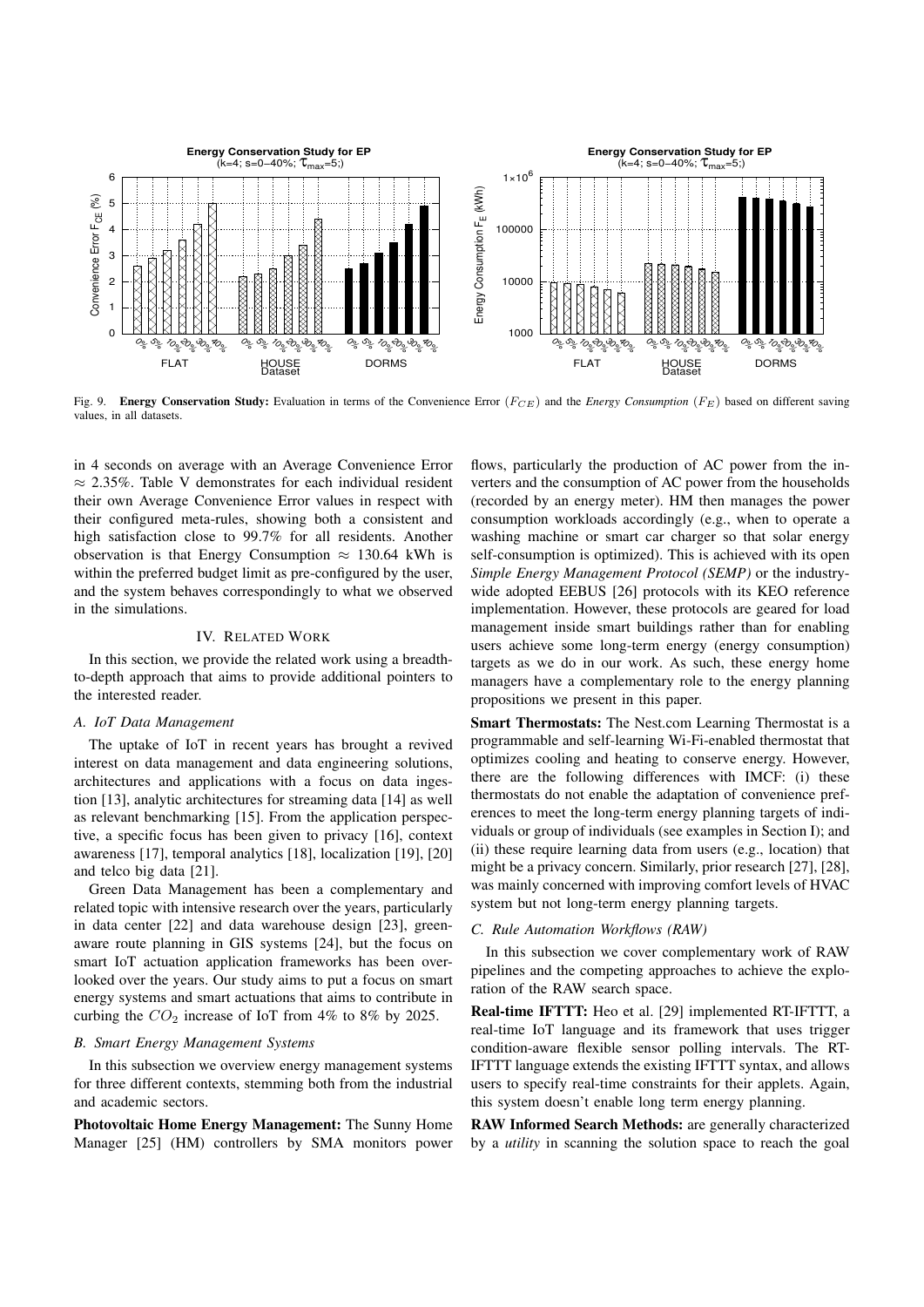Fig. 9. **Energy Conservation Study:** Evaluation in terms of the Convenience Error ($F_{CE}$) and the *Energy Consumption* ($F_E$) based on different saving values, in all datasets.

in 4 seconds on average with an Average Convenience Error $\approx$ 2.35%. Table V demonstrates for each individual resident their own Average Convenience Error values in respect with their configured meta-rules, showing both a consistent and high satisfaction close to 99.7% for all residents. Another observation is that Energy Consumption $\approx$ 130.64 kWh is within the preferred budget limit as pre-configured by the user, and the system behaves correspondingly to what we observed in the simulations.

## IV. Related Work

In this section, we provide the related work using a breadth-to-depth approach that aims to provide additional pointers to the interested reader.

### A. IoT Data Management

The uptake of IoT in recent years has brought a revived interest on data management and data engineering solutions, architectures and applications with a focus on data ingestion [13], analytic architectures for streaming data [14] as well as relevant benchmarking [15]. From the application perspective, a specific focus has been given to privacy [16], context awareness [17], temporal analytics [18], localization [19], [20] and telco big data [21].

Green Data Management has been a complementary and related topic with intensive research over the years, particularly in data center [22] and data warehouse design [23], green-aware route planning in GIS systems [24], but the focus on smart IoT actuation application frameworks has been overlooked over the years. Our study aims to put a focus on smart energy systems and smart actuations that aims to contribute in curbing the $CO_2$ increase of IoT from 4% to 8% by 2025.

### B. Smart Energy Management Systems

In this subsection we overview energy management systems for three different contexts, stemming both from the industrial and academic sectors.

**Photovoltaic Home Energy Management:** The Sunny Home Manager [25] (HM) controllers by SMA monitors power flows, particularly the production of AC power from the inverters and the consumption of AC power from the households (recorded by an energy meter). HM then manages the power consumption workloads accordingly (e.g., when to operate a washing machine or smart car charger so that solar energy self-consumption is optimized). This is achieved with its open *Simple Energy Management Protocol (SEMP)* or the industry-wide adopted EEBUS [26] protocols with its KEO reference implementation. However, these protocols are geared for load management inside smart buildings rather than for enabling users achieve some long-term energy (energy consumption) targets as we do in our work. As such, these energy home managers have a complementary role to the energy planning propositions we present in this paper.

**Smart Thermostats:** The Nest.com Learning Thermostat is a programmable and self-learning Wi-Fi-enabled thermostat that optimizes cooling and heating to conserve energy. However, there are the following differences with IMCF: (i) these thermostats do not enable the adaptation of convenience preferences to meet the long-term energy planning targets of individuals or group of individuals (see examples in Section I); and (ii) these require learning data from users (e.g., location) that might be a privacy concern. Similarly, prior research [27], [28], was mainly concerned with improving comfort levels of HVAC system but not long-term energy planning targets.

### C. Rule Automation Workflows (RAW)

In this subsection we cover complementary work of RAW pipelines and the competing approaches to achieve the exploration of the RAW search space.

**Real-time IFTTT:** Heo et al. [29] implemented RT-IFTTT, a real-time IoT language and its framework that uses trigger condition-aware flexible sensor polling intervals. The RT-IFTTT language extends the existing IFTTT syntax, and allows users to specify real-time constraints for their applets. Again, this system doesn't enable long term energy planning.

**RAW Informed Search Methods:** are generally characterized by a *utility* in scanning the solution space to reach the goal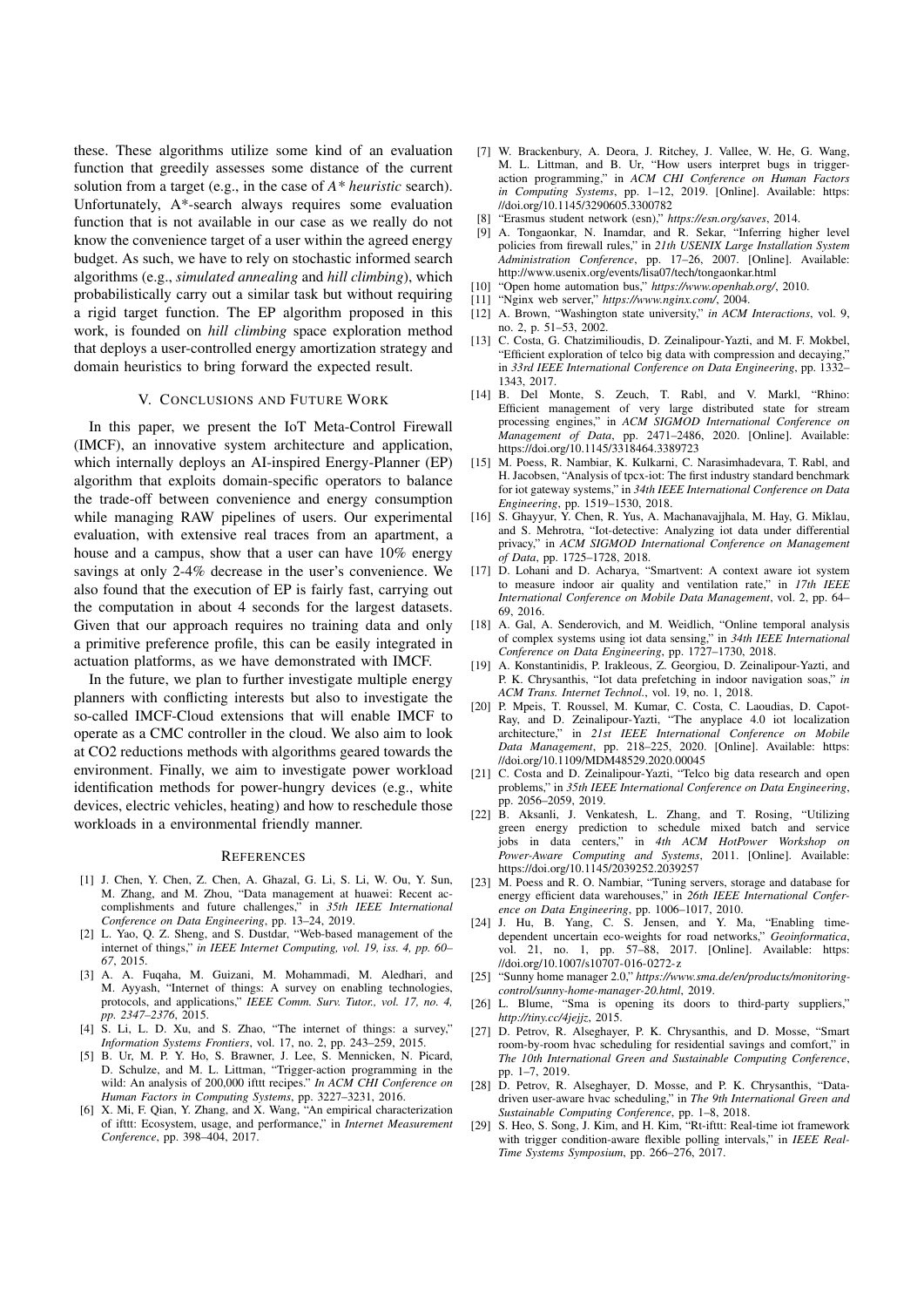these. These algorithms utilize some kind of an evaluation function that greedily assesses some distance of the current solution from a target (e.g., in the case of *A\* heuristic* search). Unfortunately, A\*-search always requires some evaluation function that is not available in our case as we really do not know the convenience target of a user within the agreed energy budget. As such, we have to rely on stochastic informed search algorithms (e.g., *simulated annealing* and *hill climbing*), which probabilistically carry out a similar task but without requiring a rigid target function. The EP algorithm proposed in this work, is founded on *hill climbing* space exploration method that deploys a user-controlled energy amortization strategy and domain heuristics to bring forward the expected result.

## V. Conclusions and Future Work

In this paper, we present the IoT Meta-Control Firewall (IMCF), an innovative system architecture and application, which internally deploys an AI-inspired Energy-Planner (EP) algorithm that exploits domain-specific operators to balance the trade-off between convenience and energy consumption while managing RAW pipelines of users. Our experimental evaluation, with extensive real traces from an apartment, a house and a campus, show that a user can have 10% energy savings at only 2-4% decrease in the user's convenience. We also found that the execution of EP is fairly fast, carrying out the computation in about 4 seconds for the largest datasets. Given that our approach requires no training data and only a primitive preference profile, this can be easily integrated in actuation platforms, as we have demonstrated with IMCF.

In the future, we plan to further investigate multiple energy planners with conflicting interests but also to investigate the so-called IMCF-Cloud extensions that will enable IMCF to operate as a CMC controller in the cloud. We also aim to look at CO2 reductions methods with algorithms geared towards the environment. Finally, we aim to investigate power workload identification methods for power-hungry devices (e.g., white devices, electric vehicles, heating) and how to reschedule those workloads in a environmental friendly manner.

## References

[1] J. Chen, Y. Chen, Z. Chen, A. Ghazal, G. Li, S. Li, W. Ou, Y. Sun, M. Zhang, and M. Zhou, "Data management at huawei: Recent accomplishments and future challenges," in *35th IEEE International Conference on Data Engineering*, pp. 13–24, 2019.

[2] L. Yao, Q. Z. Sheng, and S. Dustdar, "Web-based management of the internet of things," *in IEEE Internet Computing, vol. 19, iss. 4, pp. 60–67*, 2015.

[3] A. A. Fuqaha, M. Guizani, M. Mohammadi, M. Aledhari, and M. Ayyash, "Internet of things: A survey on enabling technologies, protocols, and applications," *IEEE Comm. Surv. Tutor., vol. 17, no. 4, pp. 2347–2376*, 2015.

[4] S. Li, L. D. Xu, and S. Zhao, "The internet of things: a survey," *Information Systems Frontiers*, vol. 17, no. 2, pp. 243–259, 2015.

[5] B. Ur, M. P. Y. Ho, S. Brawner, J. Lee, S. Mennicken, N. Picard, D. Schulze, and M. L. Littman, "Trigger-action programming in the wild: An analysis of 200,000 ifttt recipes." *In ACM CHI Conference on Human Factors in Computing Systems*, pp. 3227–3231, 2016.

[6] X. Mi, F. Qian, Y. Zhang, and X. Wang, "An empirical characterization of ifttt: Ecosystem, usage, and performance," in *Internet Measurement Conference*, pp. 398–404, 2017.

[7] W. Brackenbury, A. Deora, J. Ritchey, J. Vallee, W. He, G. Wang, M. L. Littman, and B. Ur, "How users interpret bugs in trigger-action programming," in *ACM CHI Conference on Human Factors in Computing Systems*, pp. 1–12, 2019. [Online]. Available: https://doi.org/10.1145/3290605.3300782

[8] "Erasmus student network (esn)," *https://esn.org/saves*, 2014.

[9] A. Tongaonkar, N. Inamdar, and R. Sekar, "Inferring higher level policies from firewall rules," in *21th USENIX Large Installation System Administration Conference*, pp. 17–26, 2007. [Online]. Available: http://www.usenix.org/events/lisa07/tech/tongaonkar.html

[10] "Open home automation bus," *https://www.openhab.org/*, 2010.

[11] "Nginx web server," *https://www.nginx.com/*, 2004.

[12] A. Brown, "Washington state university," *in ACM Interactions*, vol. 9, no. 2, p. 51–53, 2002.

[13] C. Costa, G. Chatzimilioudis, D. Zeinalipour-Yazti, and M. F. Mokbel, "Efficient exploration of telco big data with compression and decaying," in *33rd IEEE International Conference on Data Engineering*, pp. 1332–1343, 2017.

[14] B. Del Monte, S. Zeuch, T. Rabl, and V. Markl, "Rhino: Efficient management of very large distributed state for stream processing engines," in *ACM SIGMOD International Conference on Management of Data*, pp. 2471–2486, 2020. [Online]. Available: https://doi.org/10.1145/3318464.3389723

[15] M. Poess, R. Nambiar, K. Kulkarni, C. Narasimhadevara, T. Rabl, and H. Jacobsen, "Analysis of tpcx-iot: The first industry standard benchmark for iot gateway systems," in *34th IEEE International Conference on Data Engineering*, pp. 1519–1530, 2018.

[16] S. Ghayyur, Y. Chen, R. Yus, A. Machanavajjhala, M. Hay, G. Miklau, and S. Mehrotra, "Iot-detective: Analyzing iot data under differential privacy," in *ACM SIGMOD International Conference on Management of Data*, pp. 1725–1728, 2018.

[17] D. Lohani and D. Acharya, "Smartvent: A context aware iot system to measure indoor air quality and ventilation rate," in *17th IEEE International Conference on Mobile Data Management*, vol. 2, pp. 64–69, 2016.

[18] A. Gal, A. Senderovich, and M. Weidlich, "Online temporal analysis of complex systems using iot data sensing," in *34th IEEE International Conference on Data Engineering*, pp. 1727–1730, 2018.

[19] A. Konstantinidis, P. Irakleous, Z. Georgiou, D. Zeinalipour-Yazti, and P. K. Chrysanthis, "Iot data prefetching in indoor navigation soas," *in ACM Trans. Internet Technol.*, vol. 19, no. 1, p. 1, 2018.

[20] P. Mpeis, T. Roussel, M. Kumar, C. Costa, C. Laoudias, D. Capot-Ray, and D. Zeinalipour-Yazti, "The anyplace 4.0 iot localization architecture," in *21st IEEE International Conference on Mobile Data Management*, pp. 218–225, 2020. [Online]. Available: https://doi.org/10.1109/MDM48529.2020.00045

[21] C. Costa and D. Zeinalipour-Yazti, "Telco big data research and open problems," in *35th IEEE International Conference on Data Engineering*, pp. 2056–2059, 2019.

[22] B. Aksanli, J. Venkatesh, L. Zhang, and T. Rosing, "Utilizing green energy prediction to schedule mixed batch and service jobs in data centers," in *4th ACM HotPower Workshop on Power-Aware Computing and Systems*, 2011. [Online]. Available: https://doi.org/10.1145/2039252.2039257

[23] M. Poess and R. O. Nambiar, "Tuning servers, storage and database for energy efficient data warehouses," in *26th IEEE International Conference on Data Engineering*, pp. 1006–1017, 2010.

[24] J. Hu, B. Yang, C. S. Jensen, and Y. Ma, "Enabling time-dependent uncertain eco-weights for road networks," *Geoinformatica*, vol. 21, no. 1, pp. 57–88, 2017. [Online]. Available: https://doi.org/10.1007/s10707-016-0272-z

[25] "Sunny home manager 2.0," *https://www.sma.de/en/products/monitoring-control/sunny-home-manager-20.html*, 2019.

[26] L. Blume, "Sma is opening its doors to third-party suppliers," *http://tiny.cc/4jejjz*, 2015.

[27] D. Petrov, R. Alseghayer, P. K. Chrysanthis, and D. Mosse, "Smart room-by-room hvac scheduling for residential savings and comfort," in *The 10th International Green and Sustainable Computing Conference*, pp. 1–7, 2019.

[28] D. Petrov, R. Alseghayer, D. Mosse, and P. K. Chrysanthis, "Data-driven user-aware hvac scheduling," in *The 9th International Green and Sustainable Computing Conference*, pp. 1–8, 2018.

[29] S. Heo, S. Song, J. Kim, and H. Kim, "Rt-ifttt: Real-time iot framework with trigger condition-aware flexible polling intervals," in *IEEE Real-Time Systems Symposium*, pp. 266–276, 2017.